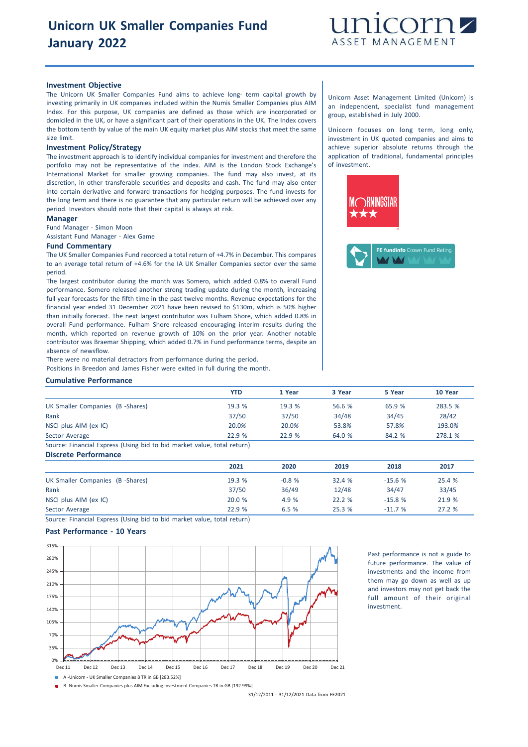# Unicorn UK Smaller Companies Fund January 2022

### Investment Objective

The Unicorn UK Smaller Companies Fund aims to achieve long- term capital growth by investing primarily in UK companies included within the Numis Smaller Companies plus AIM Index. For this purpose, UK companies are defined as those which are incorporated or domiciled in the UK, or have a significant part of their operations in the UK. The Index covers the bottom tenth by value of the main UK equity market plus AIM stocks that meet the same size limit.

### Investment Policy/Strategy

The investment approach is to identify individual companies for investment and therefore the portfolio may not be representative of the index. AIM is the London Stock Exchange's International Market for smaller growing companies. The fund may also invest, at its discretion, in other transferable securities and deposits and cash. The fund may also enter into certain derivative and forward transactions for hedging purposes. The fund invests for the long term and there is no guarantee that any particular return will be achieved over any period. Investors should note that their capital is always at risk.

### Manager

Fund Manager - Simon Moon

Assistant Fund Manager - Alex Game

### Fund Commentary

The UK Smaller Companies Fund recorded a total return of +4.7% in December. This compares to an average total return of +4.6% for the IA UK Smaller Companies sector over the same period.

The largest contributor during the month was Somero, which added 0.8% to overall Fund performance. Somero released another strong trading update during the month, increasing full year forecasts for the fifth time in the past twelve months. Revenue expectations for the financial year ended 31 December 2021 have been revised to $130m, which is 50% higher than initially forecast. The next largest contributor was Fulham Shore, which added 0.8% in overall Fund performance. Fulham Shore released encouraging interim results during the month, which reported on revenue growth of 10% on the prior year. Another notable contributor was Braemar Shipping, which added 0.7% in Fund performance terms, despite an absence of newsflow.

There were no material detractors from performance during the period.

Positions in Breedon and James Fisher were exited in full during the month.

Unicorn Asset Management Limited (Unicorn) is an independent, specialist fund management group, established in July 2000.

Unicorn focuses on long term, long only, investment in UK quoted companies and aims to achieve superior absolute returns through the application of traditional, fundamental principles of investment.

MORNINGSTAR ★★★

FE fundinfo Crown Fund Rating

### Cumulative Performance

| | YTD | 1 Year | 3 Year | 5 Year | 10 Year |
|---|---|---|---|---|---|
| UK Smaller Companies (B -Shares) | 19.3 % | 19.3 % | 56.6 % | 65.9 % | 283.5 % |
| Rank | 37/50 | 37/50 | 34/48 | 34/45 | 28/42 |
| NSCI plus AIM (ex IC) | 20.0% | 20.0% | 53.8% | 57.8% | 193.0% |
| Sector Average | 22.9 % | 22.9 % | 64.0 % | 84.2 % | 278.1 % |

Source: Financial Express (Using bid to bid market value, total return)

### Discrete Performance

| | 2021 | 2020 | 2019 | 2018 | 2017 |
|---|---|---|---|---|---|
| UK Smaller Companies (B -Shares) | 19.3 % | -0.8 % | 32.4 % | -15.6 % | 25.4 % |
| Rank | 37/50 | 36/49 | 12/48 | 34/47 | 33/45 |
| NSCI plus AIM (ex IC) | 20.0 % | 4.9 % | 22.2 % | -15.8 % | 21.9 % |
| Sector Average | 22.9 % | 6.5 % | 25.3 % | -11.7 % | 27.2 % |

Source: Financial Express (Using bid to bid market value, total return)

### Past Performance - 10 Years

A -Unicorn - UK Smaller Companies B TR in GB [283.52%]

B -Numis Smaller Companies plus AIM Excluding Investment Companies TR in GB [192.99%]

31/12/2011 - 31/12/2021 Data from FE2021

Past performance is not a guide to future performance. The value of investments and the income from them may go down as well as up and investors may not get back the full amount of their original investment.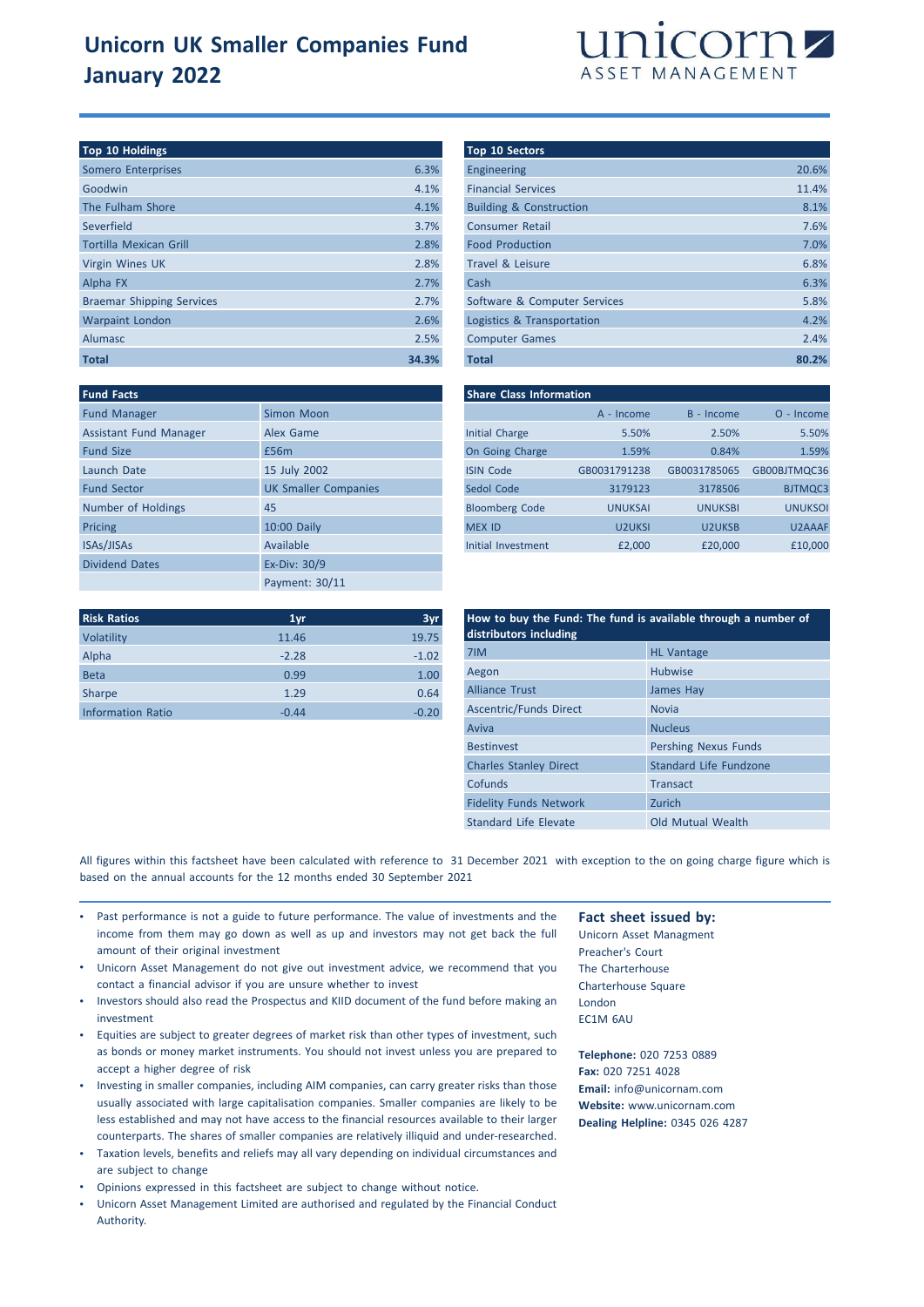# Unicorn UK Smaller Companies Fund January 2022

unicorn ASSET MANAGEMENT

| Top 10 Holdings | |
|---|---|
| Somero Enterprises | 6.3% |
| Goodwin | 4.1% |
| The Fulham Shore | 4.1% |
| Severfield | 3.7% |
| Tortilla Mexican Grill | 2.8% |
| Virgin Wines UK | 2.8% |
| Alpha FX | 2.7% |
| Braemar Shipping Services | 2.7% |
| Warpaint London | 2.6% |
| Alumasc | 2.5% |
| **Total** | **34.3%** |

| Top 10 Sectors | |
|---|---|
| Engineering | 20.6% |
| Financial Services | 11.4% |
| Building & Construction | 8.1% |
| Consumer Retail | 7.6% |
| Food Production | 7.0% |
| Travel & Leisure | 6.8% |
| Cash | 6.3% |
| Software & Computer Services | 5.8% |
| Logistics & Transportation | 4.2% |
| Computer Games | 2.4% |
| **Total** | **80.2%** |

| Fund Facts | |
|---|---|
| Fund Manager | Simon Moon |
| Assistant Fund Manager | Alex Game |
| Fund Size | £56m |
| Launch Date | 15 July 2002 |
| Fund Sector | UK Smaller Companies |
| Number of Holdings | 45 |
| Pricing | 10:00 Daily |
| ISAs/JISAs | Available |
| Dividend Dates | Ex-Div: 30/9 |
| | Payment: 30/11 |

| Share Class Information | A - Income | B - Income | O - Income |
|---|---|---|---|
| Initial Charge | 5.50% | 2.50% | 5.50% |
| On Going Charge | 1.59% | 0.84% | 1.59% |
| ISIN Code | GB0031791238 | GB0031785065 | GB00BJTMQC36 |
| Sedol Code | 3179123 | 3178506 | BJTMQC3 |
| Bloomberg Code | UNUKSAI | UNUKSBI | UNUKSOI |
| MEX ID | U2UKSI | U2UKSB | U2AAAF |
| Initial Investment | £2,000 | £20,000 | £10,000 |

| Risk Ratios | 1yr | 3yr |
|---|---|---|
| Volatility | 11.46 | 19.75 |
| Alpha | -2.28 | -1.02 |
| Beta | 0.99 | 1.00 |
| Sharpe | 1.29 | 0.64 |
| Information Ratio | -0.44 | -0.20 |

| How to buy the Fund: The fund is available through a number of distributors including | |
|---|---|
| 7IM | HL Vantage |
| Aegon | Hubwise |
| Alliance Trust | James Hay |
| Ascentric/Funds Direct | Novia |
| Aviva | Nucleus |
| Bestinvest | Pershing Nexus Funds |
| Charles Stanley Direct | Standard Life Fundzone |
| Cofunds | Transact |
| Fidelity Funds Network | Zurich |
| Standard Life Elevate | Old Mutual Wealth |

All figures within this factsheet have been calculated with reference to 31 December 2021 with exception to the on going charge figure which is based on the annual accounts for the 12 months ended 30 September 2021

- Past performance is not a guide to future performance. The value of investments and the income from them may go down as well as up and investors may not get back the full amount of their original investment
- Unicorn Asset Management do not give out investment advice, we recommend that you contact a financial advisor if you are unsure whether to invest
- Investors should also read the Prospectus and KIID document of the fund before making an investment
- Equities are subject to greater degrees of market risk than other types of investment, such as bonds or money market instruments. You should not invest unless you are prepared to accept a higher degree of risk
- Investing in smaller companies, including AIM companies, can carry greater risks than those usually associated with large capitalisation companies. Smaller companies are likely to be less established and may not have access to the financial resources available to their larger counterparts. The shares of smaller companies are relatively illiquid and under-researched.
- Taxation levels, benefits and reliefs may all vary depending on individual circumstances and are subject to change
- Opinions expressed in this factsheet are subject to change without notice.
- Unicorn Asset Management Limited are authorised and regulated by the Financial Conduct Authority.

**Fact sheet issued by:**

Unicorn Asset Managment
Preacher's Court
The Charterhouse
Charterhouse Square
London
EC1M 6AU

**Telephone:** 020 7253 0889
**Fax:** 020 7251 4028
**Email:** info@unicornam.com
**Website:** www.unicornam.com
**Dealing Helpline:** 0345 026 4287